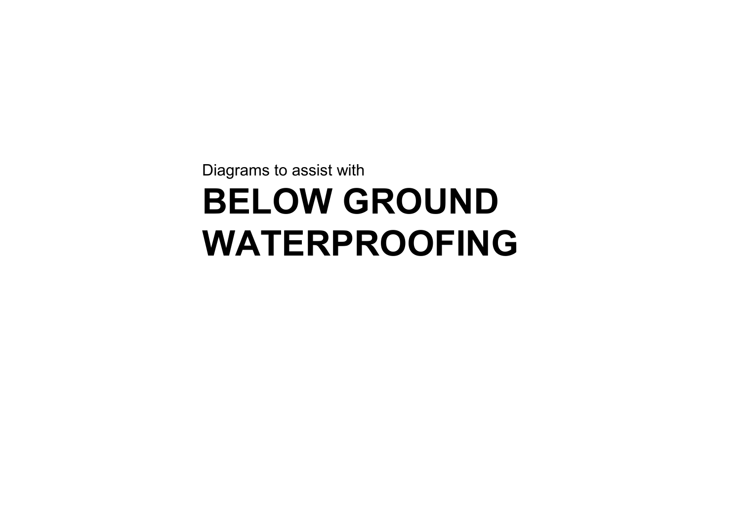Diagrams to assist with

# BELOW GROUND WATERPROOFING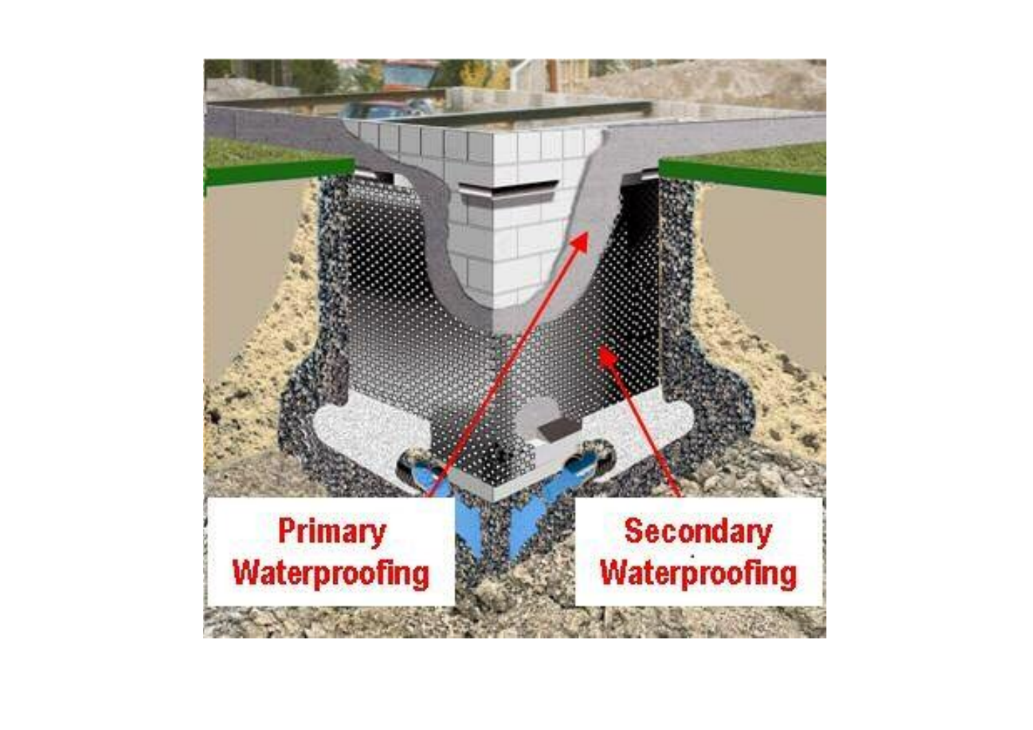Primary Waterproofing

Secondary Waterproofing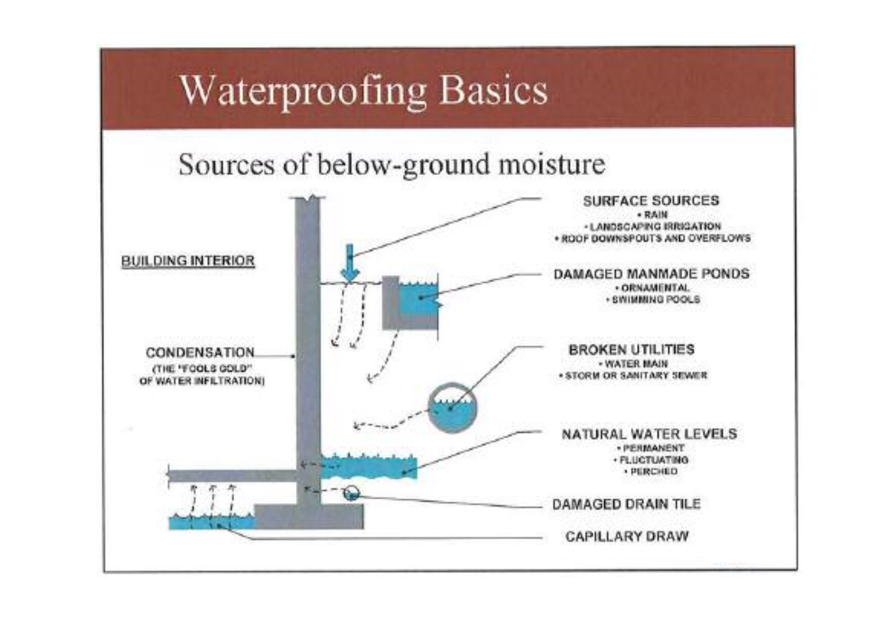# Waterproofing Basics

## Sources of below-ground moisture

BUILDING INTERIOR

CONDENSATION
(THE "FOOLS GOLD" OF WATER INFILTRATION)

**SURFACE SOURCES**
- RAIN
- LANDSCAPING IRRIGATION
- ROOF DOWNSPOUTS AND OVERFLOWS

**DAMAGED MANMADE PONDS**
- ORNAMENTAL
- SWIMMING POOLS

**BROKEN UTILITIES**
- WATER MAIN
- STORM OR SANITARY SEWER

**NATURAL WATER LEVELS**
- PERMANENT
- FLUCTUATING
- PERCHED

**DAMAGED DRAIN TILE**

**CAPILLARY DRAW**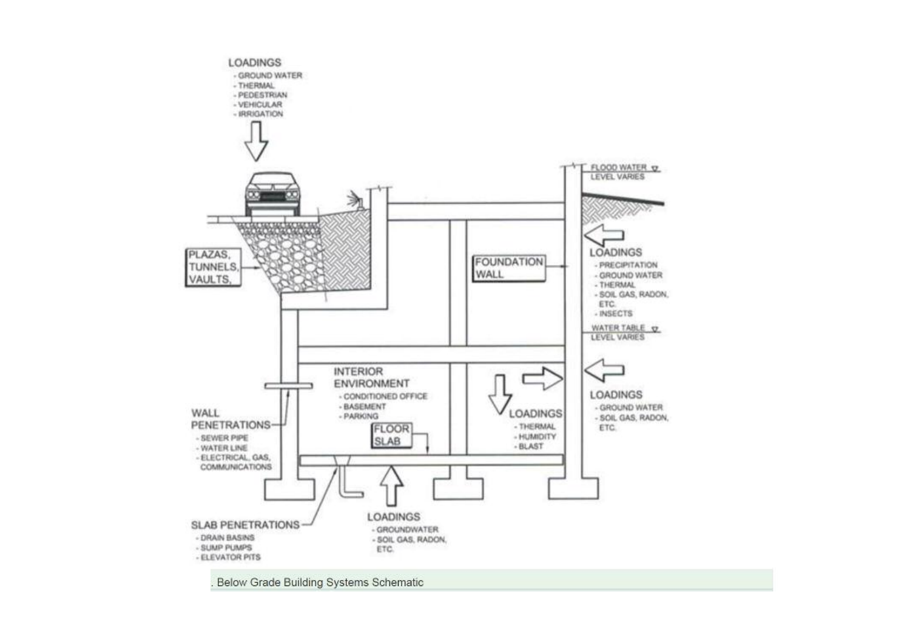LOADINGS
- GROUND WATER
- THERMAL
- PEDESTRIAN
- VEHICULAR
- IRRIGATION

FLOOD WATER LEVEL VARIES

PLAZAS, TUNNELS, VAULTS,

FOUNDATION WALL

LOADINGS
- PRECIPITATION
- GROUND WATER
- THERMAL
- SOIL GAS, RADON, ETC.
- INSECTS

WATER TABLE LEVEL VARIES

INTERIOR ENVIRONMENT
- CONDITIONED OFFICE
- BASEMENT
- PARKING

LOADINGS
- GROUND WATER
- SOIL GAS, RADON, ETC.

WALL PENETRATIONS
- SEWER PIPE
- WATER LINE
- ELECTRICAL, GAS, COMMUNICATIONS

FLOOR SLAB

LOADINGS
- THERMAL
- HUMIDITY
- BLAST

SLAB PENETRATIONS
- DRAIN BASINS
- SUMP PUMPS
- ELEVATOR PITS

LOADINGS
- GROUNDWATER
- SOIL GAS, RADON, ETC.

. Below Grade Building Systems Schematic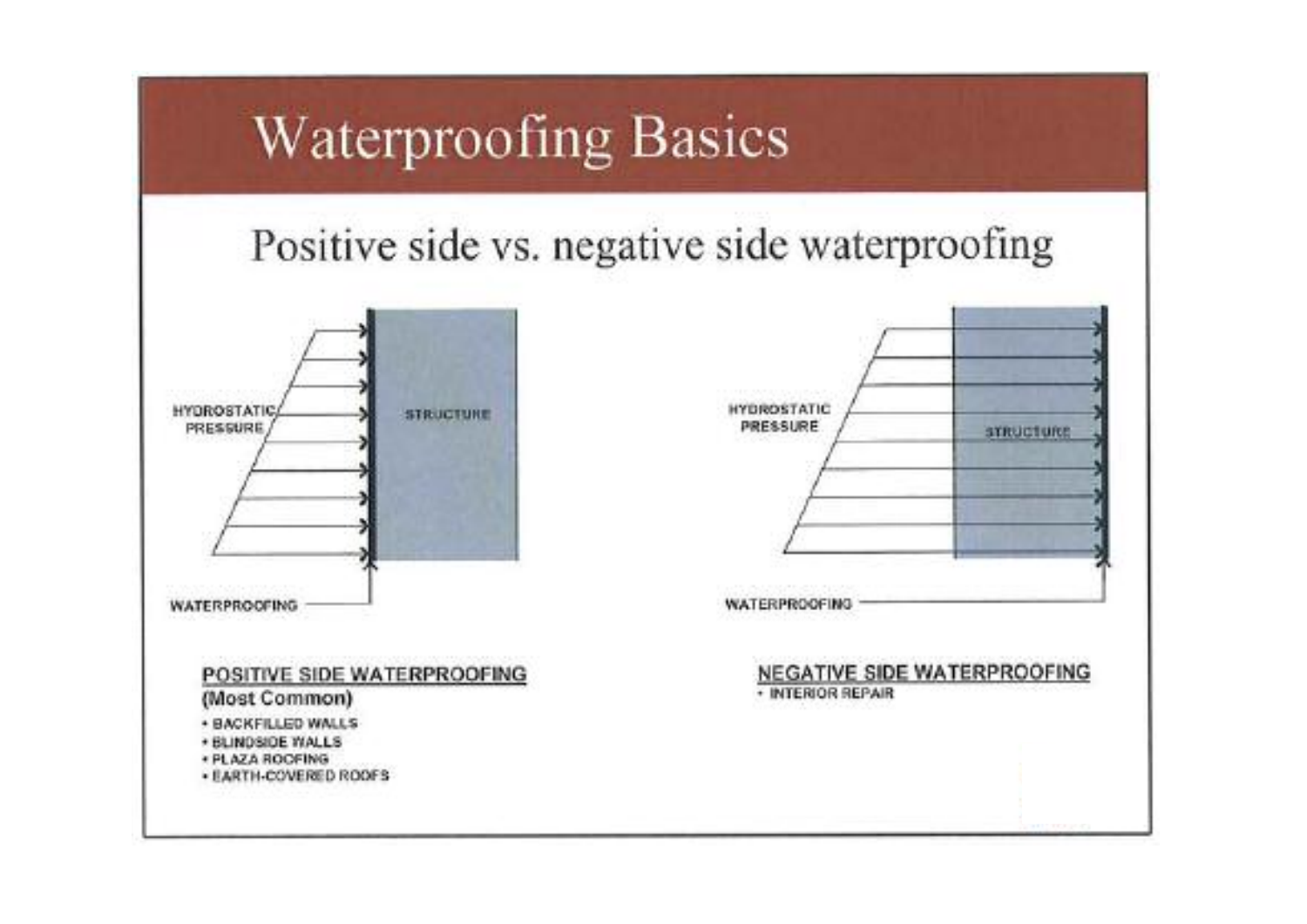# Waterproofing Basics

## Positive side vs. negative side waterproofing

HYDROSTATIC PRESSURE

STRUCTURE

WATERPROOFING

**POSITIVE SIDE WATERPROOFING**

**(Most Common)**

- BACKFILLED WALLS
- BLINDSIDE WALLS
- PLAZA ROOFING
- EARTH-COVERED ROOFS

HYDROSTATIC PRESSURE

STRUCTURE

WATERPROOFING

**NEGATIVE SIDE WATERPROOFING**

- INTERIOR REPAIR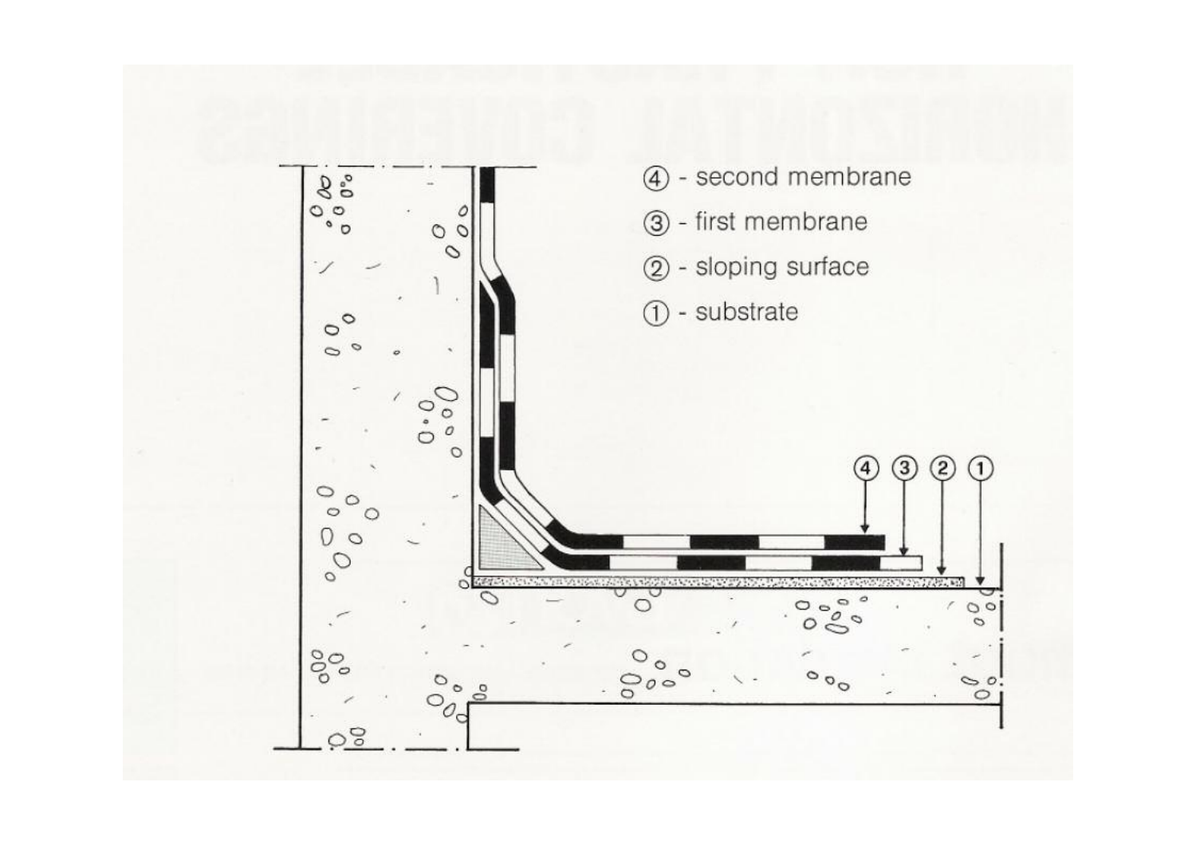④ - second membrane

③ - first membrane

② - sloping surface

① - substrate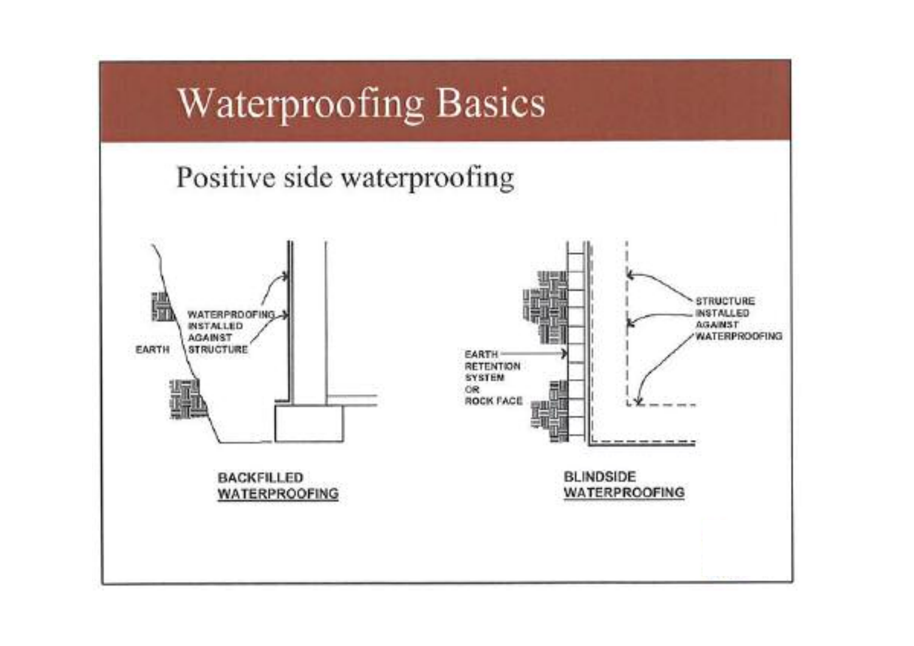# Waterproofing Basics

## Positive side waterproofing

EARTH

WATERPROOFING INSTALLED AGAINST STRUCTURE

**BACKFILLED WATERPROOFING**

EARTH RETENTION SYSTEM OR ROCK FACE

STRUCTURE INSTALLED AGAINST WATERPROOFING

**BLINDSIDE WATERPROOFING**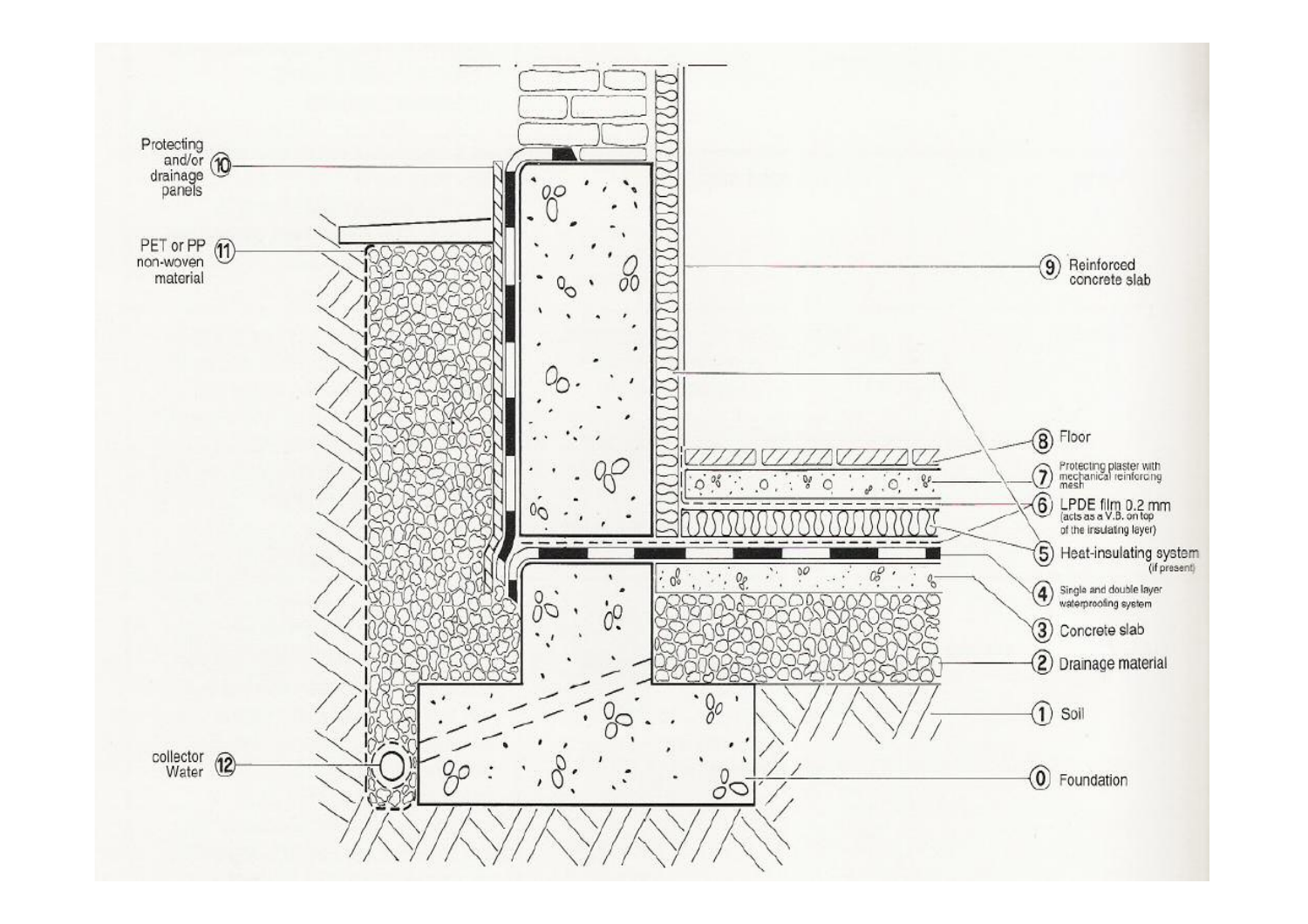- ⓪ Foundation
- ① Soil
- ② Drainage material
- ③ Concrete slab
- ④ Single and double layer waterproofing system
- ⑤ Heat-insulating system (if present)
- ⑥ LPDE film 0.2 mm (acts as a V.B. on top of the insulating layer)
- ⑦ Protecting plaster with mechanical reinforcing mesh
- ⑧ Floor
- ⑨ Reinforced concrete slab
- ⑩ Protecting and/or drainage panels
- ⑪ PET or PP non-woven material
- ⑫ collector Water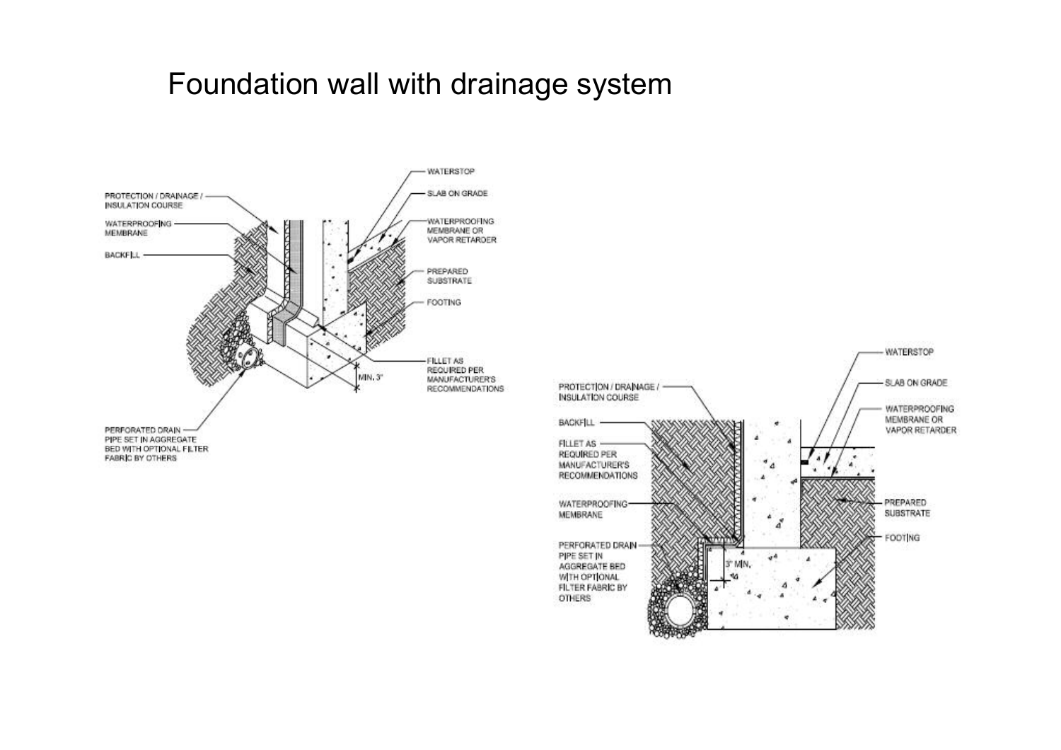# Foundation wall with drainage system

WATERSTOP

SLAB ON GRADE

PROTECTION / DRAINAGE / INSULATION COURSE

WATERPROOFING MEMBRANE

WATERPROOFING MEMBRANE OR VAPOR RETARDER

BACKFILL

PREPARED SUBSTRATE

FOOTING

FILLET AS REQUIRED PER MANUFACTURER'S RECOMMENDATIONS

MIN. 3"

PERFORATED DRAIN PIPE SET IN AGGREGATE BED WITH OPTIONAL FILTER FABRIC BY OTHERS

WATERSTOP

SLAB ON GRADE

PROTECTION / DRAINAGE / INSULATION COURSE

WATERPROOFING MEMBRANE OR VAPOR RETARDER

BACKFILL

FILLET AS REQUIRED PER MANUFACTURER'S RECOMMENDATIONS

WATERPROOFING MEMBRANE

PREPARED SUBSTRATE

FOOTING

PERFORATED DRAIN PIPE SET IN AGGREGATE BED WITH OPTIONAL FILTER FABRIC BY OTHERS

3" MIN.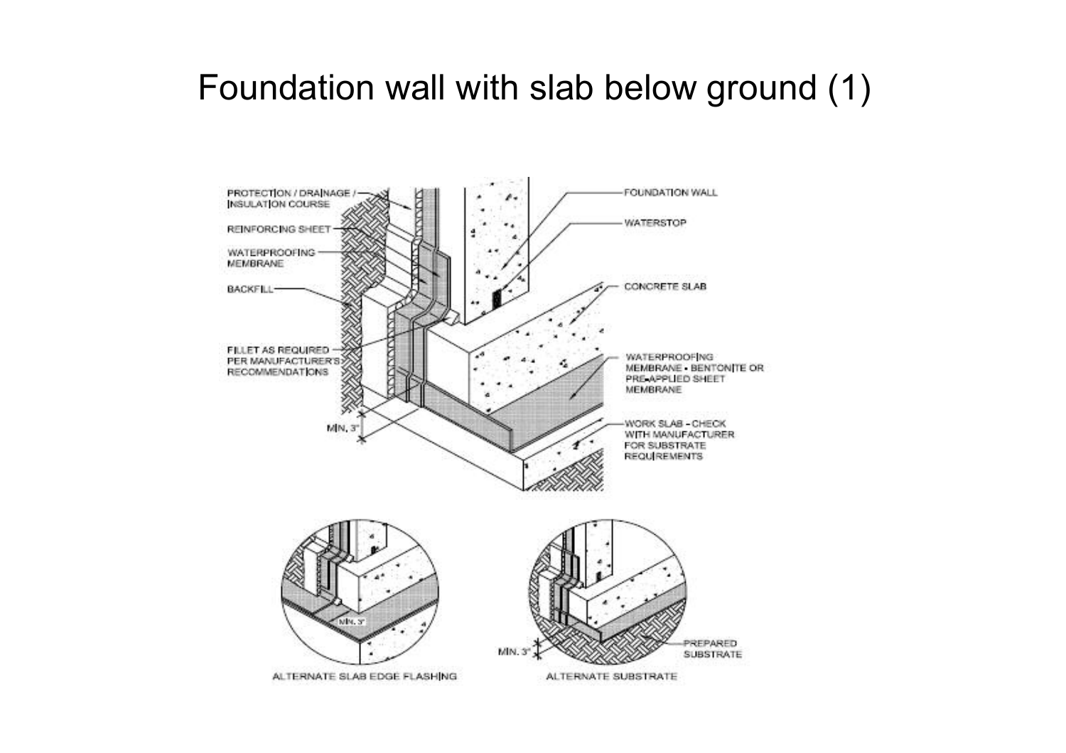# Foundation wall with slab below ground (1)

PROTECTION / DRAINAGE / INSULATION COURSE

REINFORCING SHEET

WATERPROOFING MEMBRANE

BACKFILL

FILLET AS REQUIRED PER MANUFACTURER'S RECOMMENDATIONS

MIN. 3"

FOUNDATION WALL

WATERSTOP

CONCRETE SLAB

WATERPROOFING MEMBRANE - BENTONITE OR PRE-APPLIED SHEET MEMBRANE

WORK SLAB - CHECK WITH MANUFACTURER FOR SUBSTRATE REQUIREMENTS

MIN. 3"

ALTERNATE SLAB EDGE FLASHING

MIN. 3"

PREPARED SUBSTRATE

ALTERNATE SUBSTRATE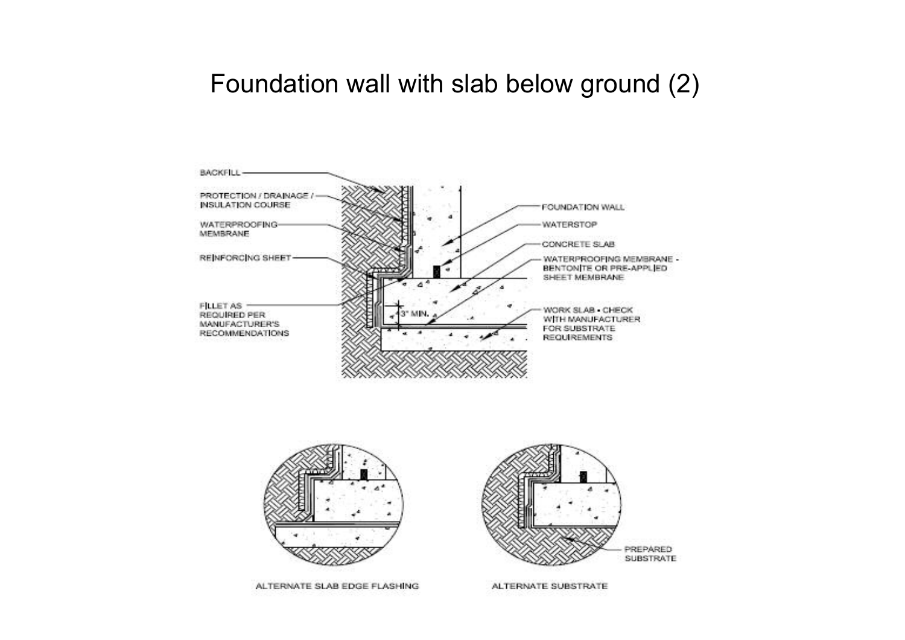# Foundation wall with slab below ground (2)

BACKFILL

PROTECTION / DRAINAGE / INSULATION COURSE

WATERPROOFING MEMBRANE

REINFORCING SHEET

FILLET AS REQUIRED PER MANUFACTURER'S RECOMMENDATIONS

FOUNDATION WALL

WATERSTOP

CONCRETE SLAB

WATERPROOFING MEMBRANE - BENTONITE OR PRE-APPLIED SHEET MEMBRANE

WORK SLAB - CHECK WITH MANUFACTURER FOR SUBSTRATE REQUIREMENTS

3" MIN.

ALTERNATE SLAB EDGE FLASHING

PREPARED SUBSTRATE

ALTERNATE SUBSTRATE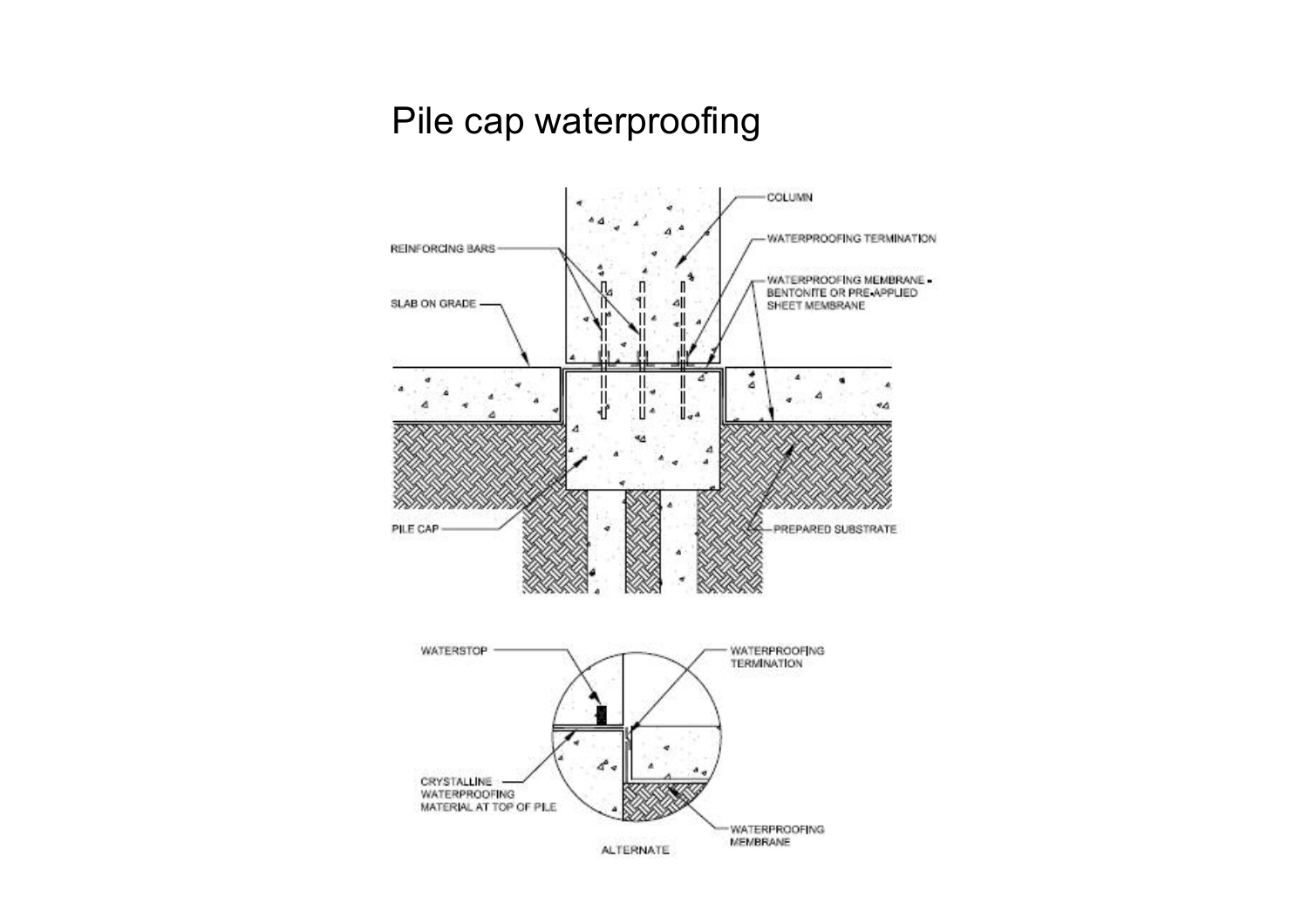# Pile cap waterproofing

COLUMN

WATERPROOFING TERMINATION

REINFORCING BARS

WATERPROOFING MEMBRANE - BENTONITE OR PRE-APPLIED SHEET MEMBRANE

SLAB ON GRADE

PILE CAP

PREPARED SUBSTRATE

WATERSTOP

WATERPROOFING TERMINATION

CRYSTALLINE WATERPROOFING MATERIAL AT TOP OF PILE

WATERPROOFING MEMBRANE

ALTERNATE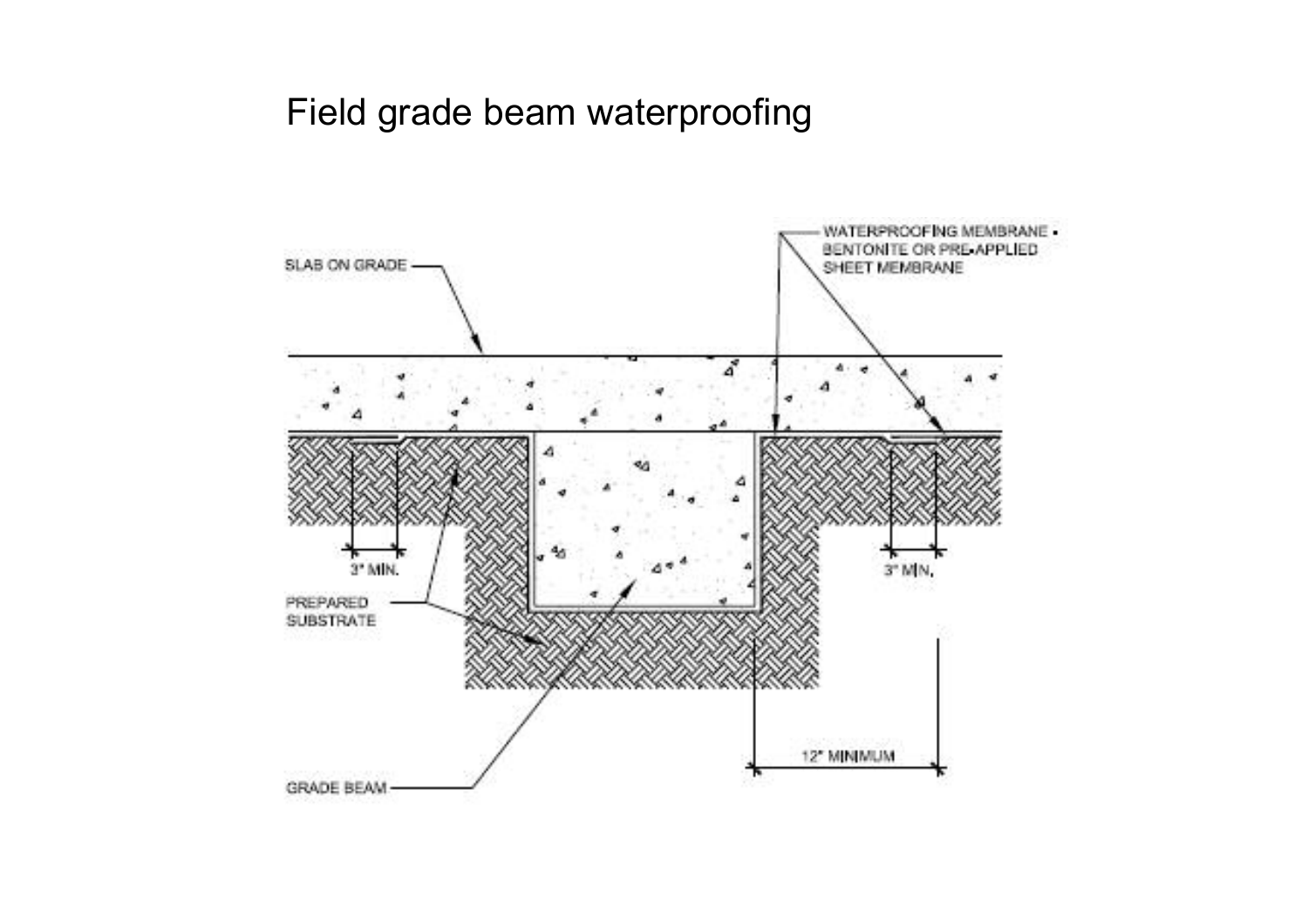# Field grade beam waterproofing

SLAB ON GRADE

WATERPROOFING MEMBRANE - BENTONITE OR PRE-APPLIED SHEET MEMBRANE

3" MIN.

3" MIN.

PREPARED SUBSTRATE

12" MINIMUM

GRADE BEAM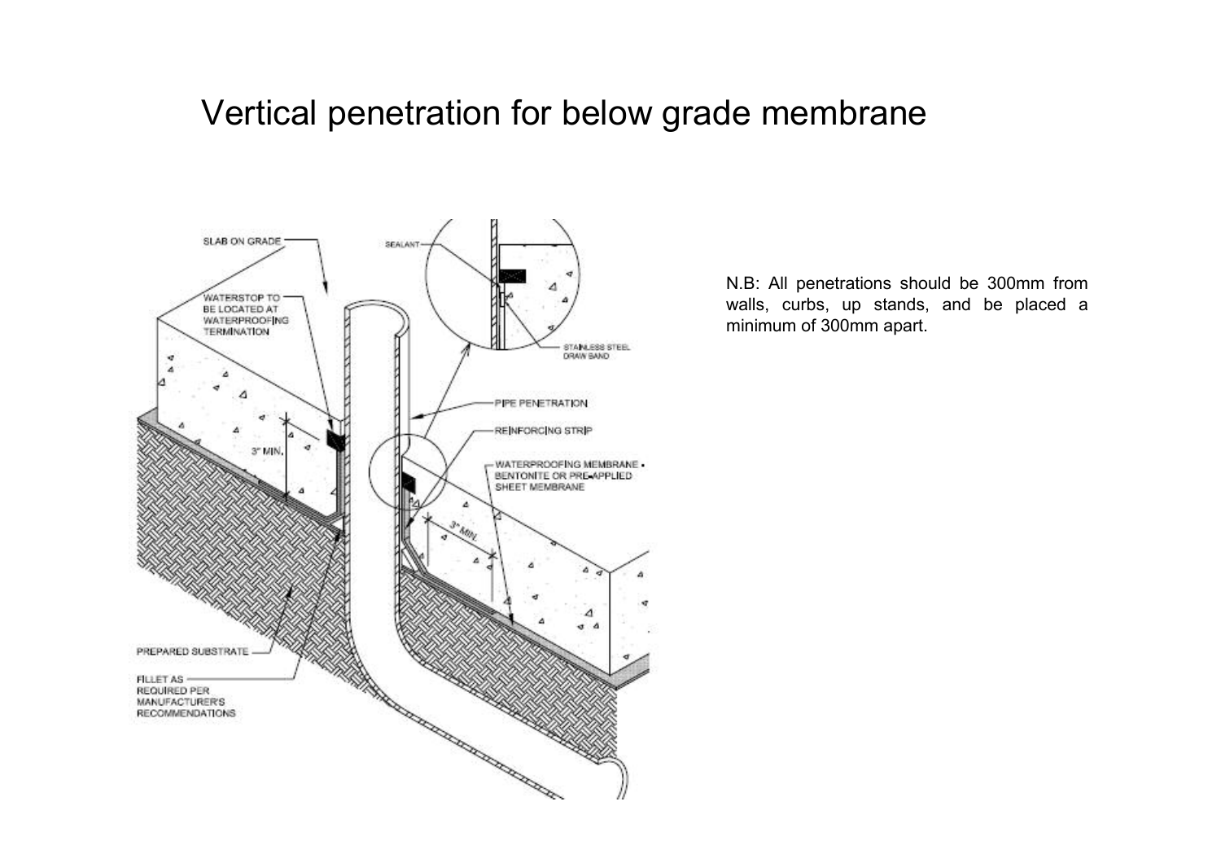# Vertical penetration for below grade membrane

SLAB ON GRADE

WATERSTOP TO BE LOCATED AT WATERPROOFING TERMINATION

3" MIN.

PREPARED SUBSTRATE

FILLET AS REQUIRED PER MANUFACTURER'S RECOMMENDATIONS

SEALANT

STAINLESS STEEL DRAW BAND

PIPE PENETRATION

REINFORCING STRIP

WATERPROOFING MEMBRANE - BENTONITE OR PRE-APPLIED SHEET MEMBRANE

3" MIN.

N.B: All penetrations should be 300mm from walls, curbs, up stands, and be placed a minimum of 300mm apart.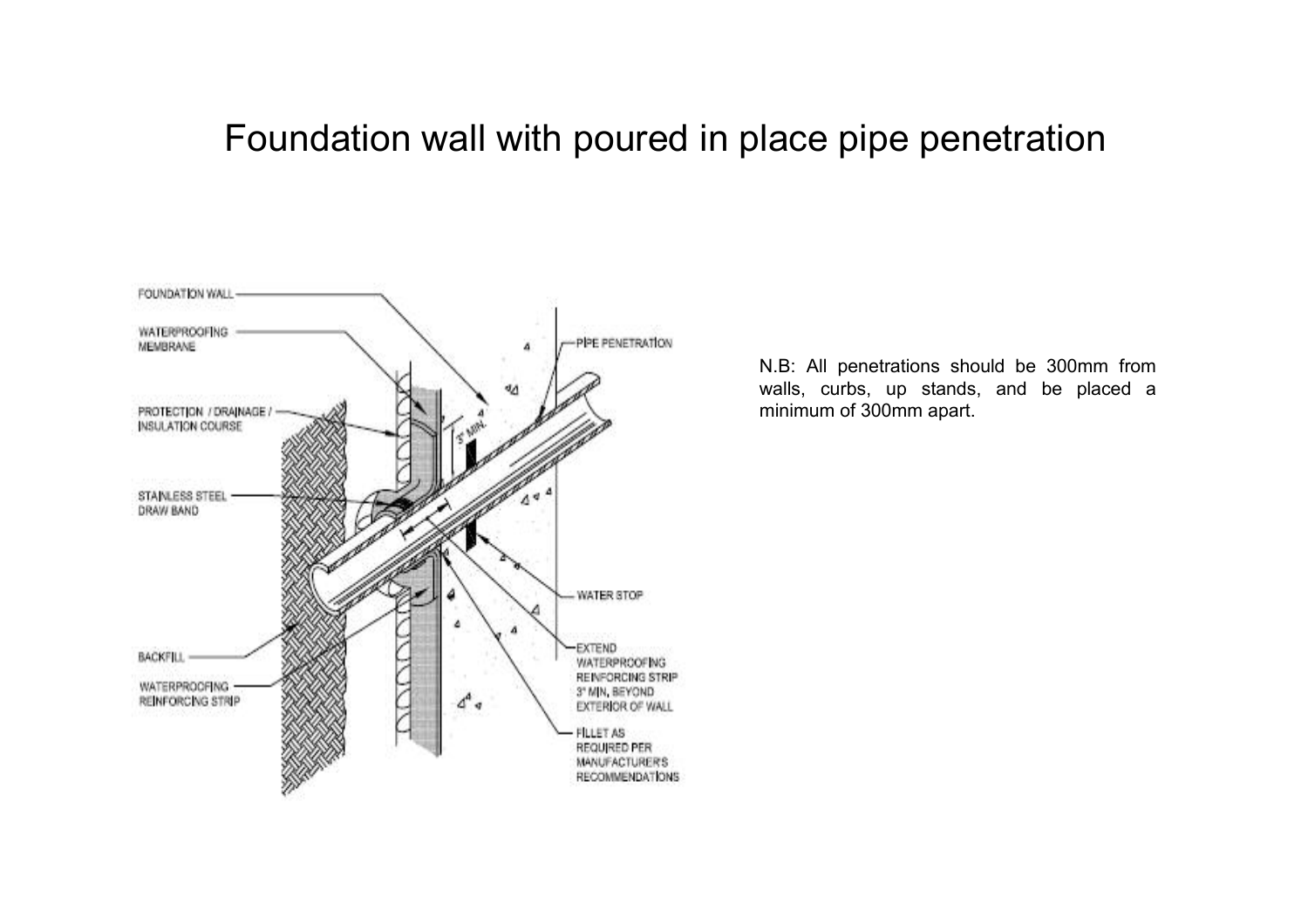# Foundation wall with poured in place pipe penetration

FOUNDATION WALL

WATERPROOFING MEMBRANE

PROTECTION / DRAINAGE / INSULATION COURSE

STAINLESS STEEL DRAW BAND

BACKFILL

WATERPROOFING REINFORCING STRIP

PIPE PENETRATION

3" MIN.

WATER STOP

EXTEND WATERPROOFING REINFORCING STRIP 3" MIN. BEYOND EXTERIOR OF WALL

FILLET AS REQUIRED PER MANUFACTURER'S RECOMMENDATIONS

N.B: All penetrations should be 300mm from walls, curbs, up stands, and be placed a minimum of 300mm apart.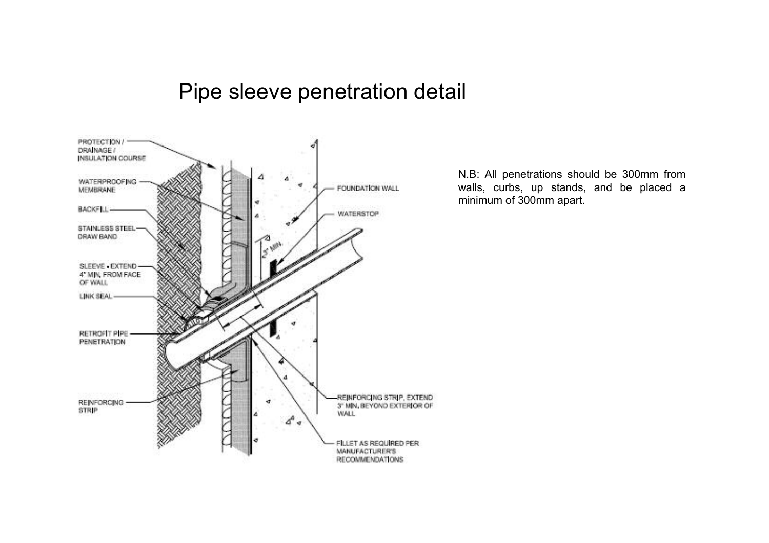# Pipe sleeve penetration detail

PROTECTION / DRAINAGE / INSULATION COURSE

WATERPROOFING MEMBRANE

BACKFILL

STAINLESS STEEL DRAW BAND

SLEEVE - EXTEND 4" MIN. FROM FACE OF WALL

LINK SEAL

RETROFIT PIPE PENETRATION

REINFORCING STRIP

FOUNDATION WALL

WATERSTOP

3" MIN.

REINFORCING STRIP, EXTEND 3" MIN. BEYOND EXTERIOR OF WALL

FILLET AS REQUIRED PER MANUFACTURER'S RECOMMENDATIONS

N.B: All penetrations should be 300mm from walls, curbs, up stands, and be placed a minimum of 300mm apart.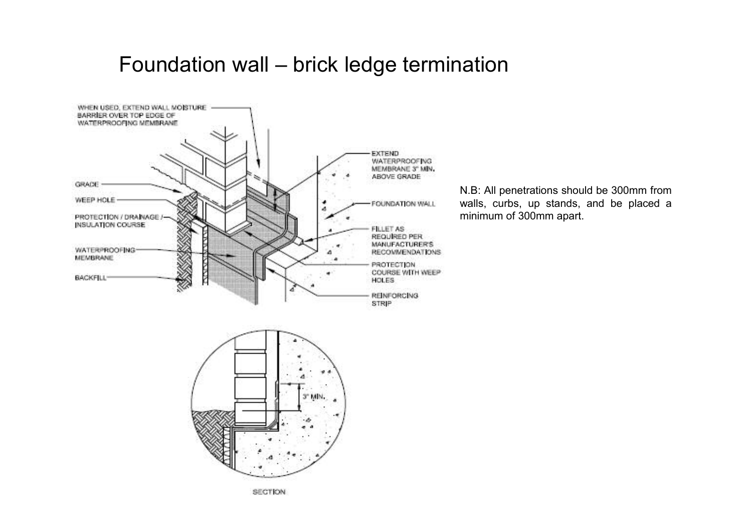# Foundation wall – brick ledge termination

WHEN USED, EXTEND WALL MOISTURE BARRIER OVER TOP EDGE OF WATERPROOFING MEMBRANE

GRADE

WEEP HOLE

PROTECTION / DRAINAGE / INSULATION COURSE

WATERPROOFING MEMBRANE

BACKFILL

EXTEND WATERPROOFING MEMBRANE 3" MIN. ABOVE GRADE

FOUNDATION WALL

FILLET AS REQUIRED PER MANUFACTURER'S RECOMMENDATIONS

PROTECTION COURSE WITH WEEP HOLES

REINFORCING STRIP

3" MIN.

SECTION

N.B: All penetrations should be 300mm from walls, curbs, up stands, and be placed a minimum of 300mm apart.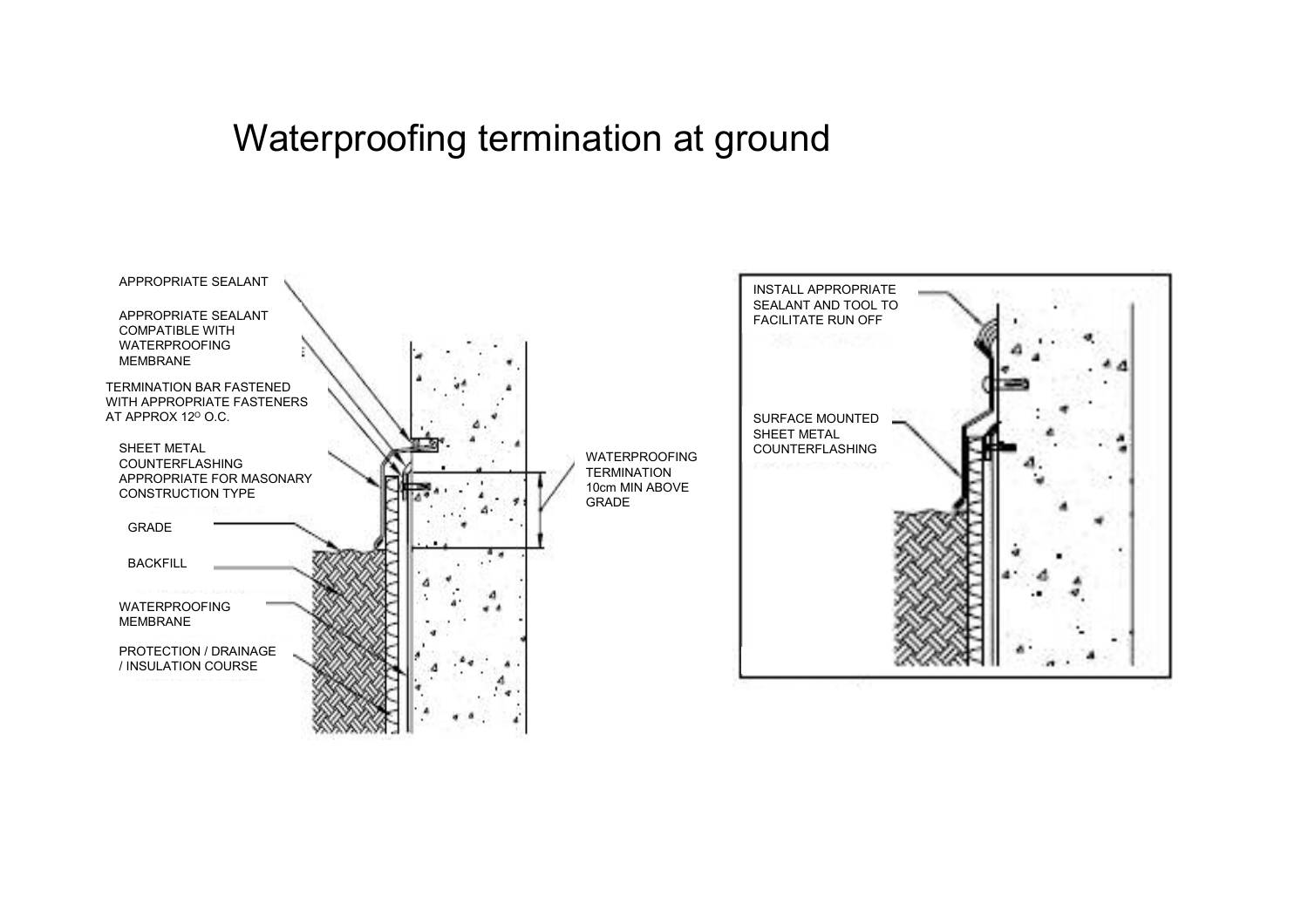# Waterproofing termination at ground

APPROPRIATE SEALANT

APPROPRIATE SEALANT COMPATIBLE WITH WATERPROOFING MEMBRANE

TERMINATION BAR FASTENED WITH APPROPRIATE FASTENERS AT APPROX 12º O.C.

SHEET METAL COUNTERFLASHING APPROPRIATE FOR MASONARY CONSTRUCTION TYPE

GRADE

BACKFILL

WATERPROOFING MEMBRANE

PROTECTION / DRAINAGE / INSULATION COURSE

WATERPROOFING TERMINATION 10cm MIN ABOVE GRADE

INSTALL APPROPRIATE SEALANT AND TOOL TO FACILITATE RUN OFF

SURFACE MOUNTED SHEET METAL COUNTERFLASHING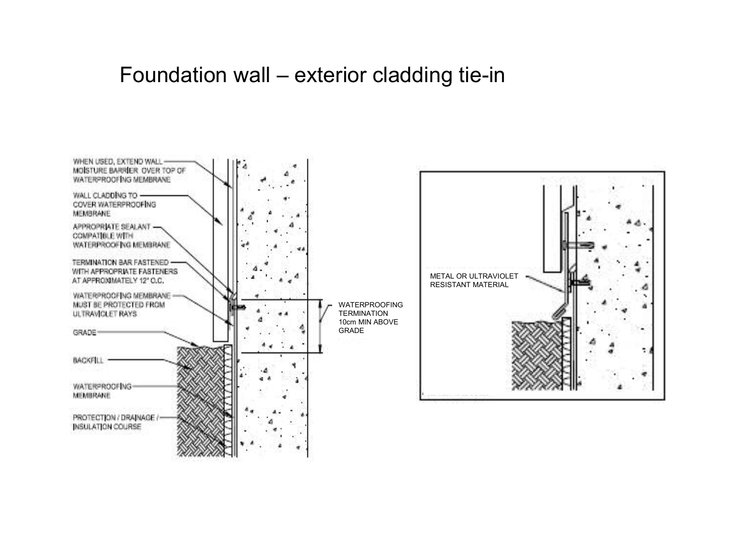# Foundation wall – exterior cladding tie-in

WHEN USED, EXTEND WALL MOISTURE BARRIER OVER TOP OF WATERPROOFING MEMBRANE

WALL CLADDING TO COVER WATERPROOFING MEMBRANE

APPROPRIATE SEALANT COMPATIBLE WITH WATERPROOFING MEMBRANE

TERMINATION BAR FASTENED WITH APPROPRIATE FASTENERS AT APPROXIMATELY 12" O.C.

WATERPROOFING MEMBRANE MUST BE PROTECTED FROM ULTRAVIOLET RAYS

GRADE

BACKFILL

WATERPROOFING MEMBRANE

PROTECTION / DRAINAGE / INSULATION COURSE

WATERPROOFING TERMINATION 10cm MIN ABOVE GRADE

METAL OR ULTRAVIOLET RESISTANT MATERIAL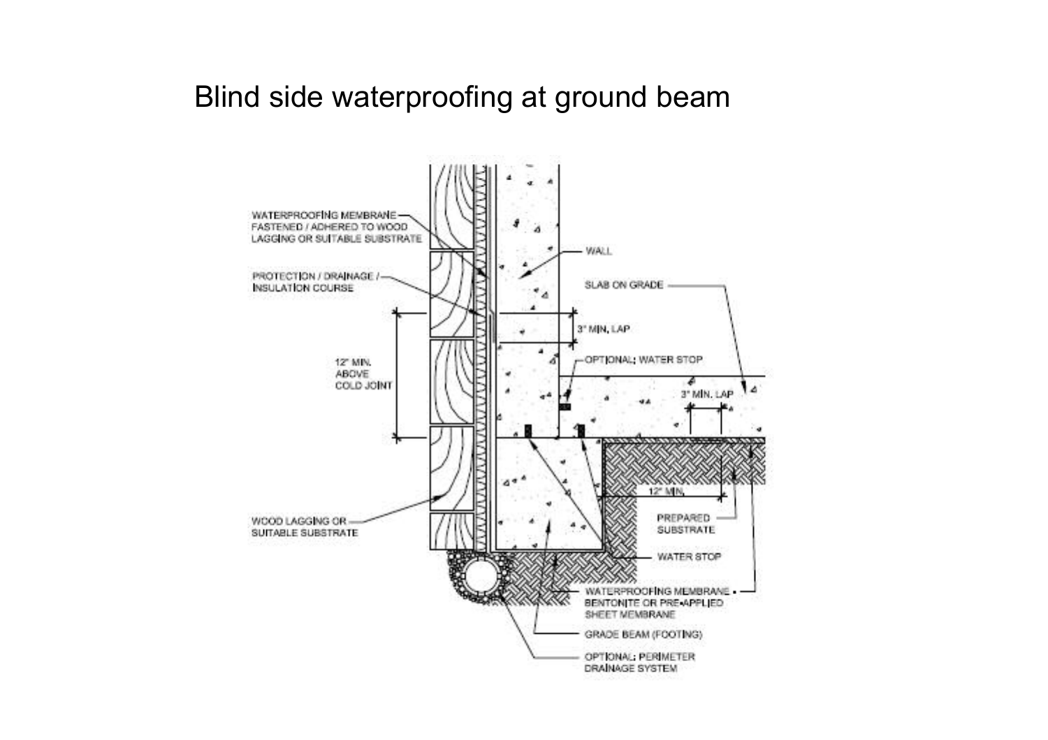# Blind side waterproofing at ground beam

- WATERPROOFING MEMBRANE FASTENED / ADHERED TO WOOD LAGGING OR SUITABLE SUBSTRATE
- PROTECTION / DRAINAGE / INSULATION COURSE
- 12" MIN. ABOVE COLD JOINT
- WOOD LAGGING OR SUITABLE SUBSTRATE
- WALL
- SLAB ON GRADE
- 3" MIN. LAP
- OPTIONAL: WATER STOP
- 3" MIN. LAP
- 12" MIN.
- PREPARED SUBSTRATE
- WATER STOP
- WATERPROOFING MEMBRANE - BENTONITE OR PRE-APPLIED SHEET MEMBRANE
- GRADE BEAM (FOOTING)
- OPTIONAL: PERIMETER DRAINAGE SYSTEM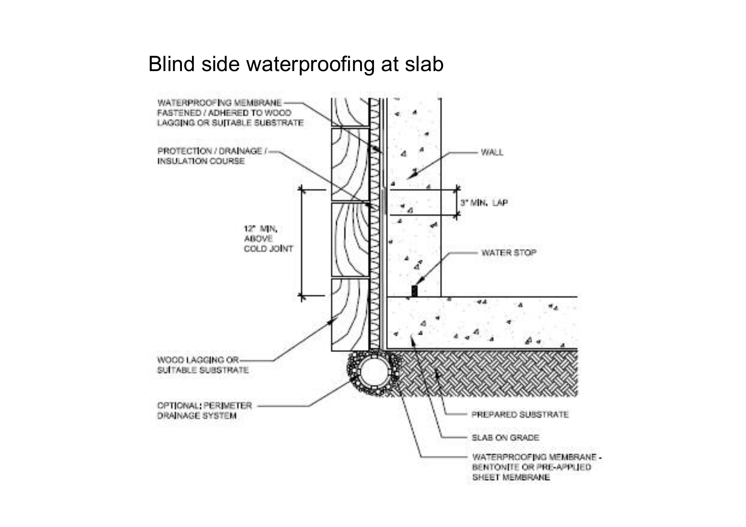# Blind side waterproofing at slab

WATERPROOFING MEMBRANE FASTENED / ADHERED TO WOOD LAGGING OR SUITABLE SUBSTRATE

PROTECTION / DRAINAGE / INSULATION COURSE

WALL

3" MIN. LAP

12" MIN. ABOVE COLD JOINT

WATER STOP

WOOD LAGGING OR SUITABLE SUBSTRATE

OPTIONAL: PERIMETER DRAINAGE SYSTEM

PREPARED SUBSTRATE

SLAB ON GRADE

WATERPROOFING MEMBRANE - BENTONITE OR PRE-APPLIED SHEET MEMBRANE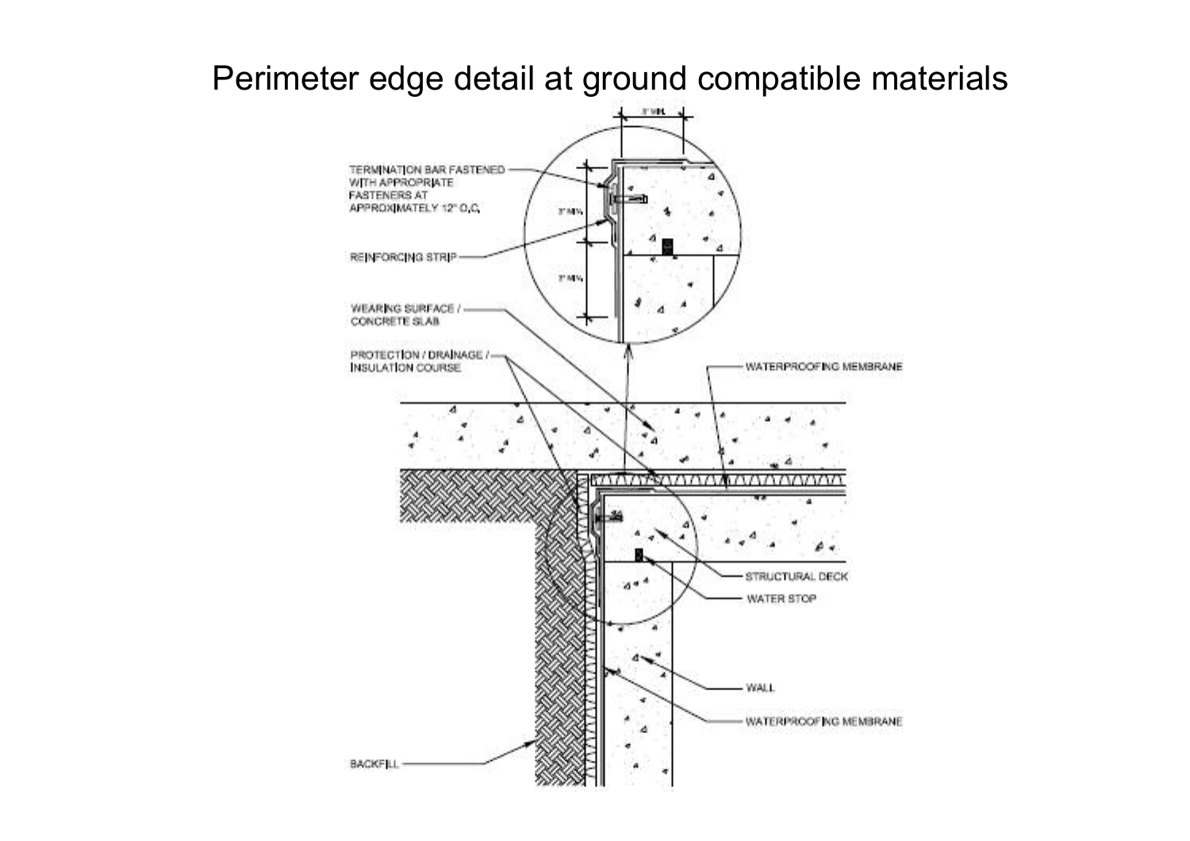# Perimeter edge detail at ground compatible materials

TERMINATION BAR FASTENED WITH APPROPRIATE FASTENERS AT APPROXIMATELY 12" O.C.

REINFORCING STRIP

WEARING SURFACE / CONCRETE SLAB

PROTECTION / DRAINAGE / INSULATION COURSE

WATERPROOFING MEMBRANE

STRUCTURAL DECK

WATER STOP

WALL

WATERPROOFING MEMBRANE

BACKFILL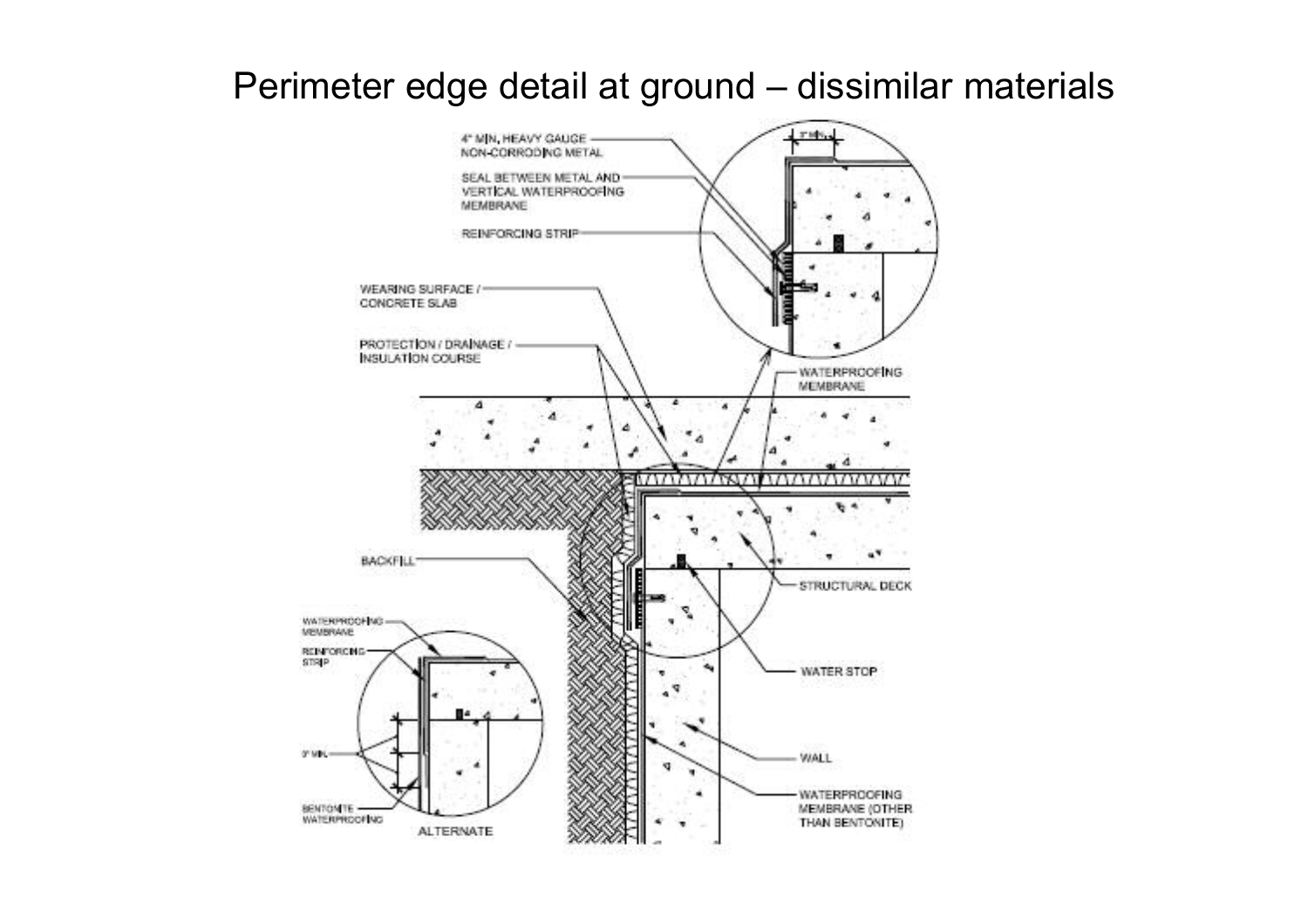# Perimeter edge detail at ground – dissimilar materials

4" MIN. HEAVY GAUGE NON-CORRODING METAL

SEAL BETWEEN METAL AND VERTICAL WATERPROOFING MEMBRANE

REINFORCING STRIP

WEARING SURFACE / CONCRETE SLAB

PROTECTION / DRAINAGE / INSULATION COURSE

WATERPROOFING MEMBRANE

BACKFILL

STRUCTURAL DECK

WATER STOP

WALL

WATERPROOFING MEMBRANE (OTHER THAN BENTONITE)

WATERPROOFING MEMBRANE

REINFORCING STRIP

3" MIN.

BENTONITE WATERPROOFING

ALTERNATE